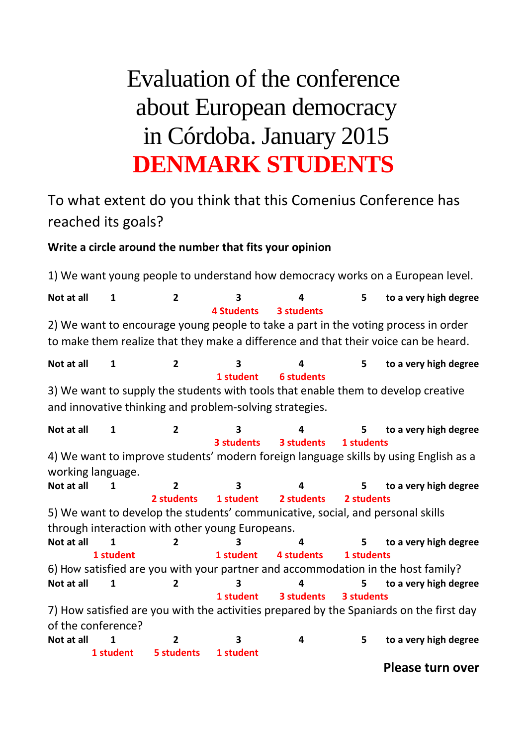# Evaluation of the conference about European democracy in Córdoba. January 2015

# DENMARK STUDENTS

To what extent do you think that this Comenius Conference has reached its goals?

**Write a circle around the number that fits your opinion**

1) We want young people to understand how democracy works on a European level.

| Not at all | 1 | 2 | 3 | 4 | 5 | to a very high degree |
|---|---|---|---|---|---|---|
| | | | 4 Students | 3 students | | |

2) We want to encourage young people to take a part in the voting process in order to make them realize that they make a difference and that their voice can be heard.

| Not at all | 1 | 2 | 3 | 4 | 5 | to a very high degree |
|---|---|---|---|---|---|---|
| | | | 1 student | 6 students | | |

3) We want to supply the students with tools that enable them to develop creative and innovative thinking and problem-solving strategies.

| Not at all | 1 | 2 | 3 | 4 | 5 | to a very high degree |
|---|---|---|---|---|---|---|
| | | | 3 students | 3 students | 1 students | |

4) We want to improve students' modern foreign language skills by using English as a working language.

| Not at all | 1 | 2 | 3 | 4 | 5 | to a very high degree |
|---|---|---|---|---|---|---|
| | | 2 students | 1 student | 2 students | 2 students | |

5) We want to develop the students' communicative, social, and personal skills through interaction with other young Europeans.

| Not at all | 1 | 2 | 3 | 4 | 5 | to a very high degree |
|---|---|---|---|---|---|---|
| | 1 student | | 1 student | 4 students | 1 students | |

6) How satisfied are you with your partner and accommodation in the host family?

| Not at all | 1 | 2 | 3 | 4 | 5 | to a very high degree |
|---|---|---|---|---|---|---|
| | | | 1 student | 3 students | 3 students | |

7) How satisfied are you with the activities prepared by the Spaniards on the first day of the conference?

| Not at all | 1 | 2 | 3 | 4 | 5 | to a very high degree |
|---|---|---|---|---|---|---|
| | 1 student | 5 students | 1 student | | | |

**Please turn over**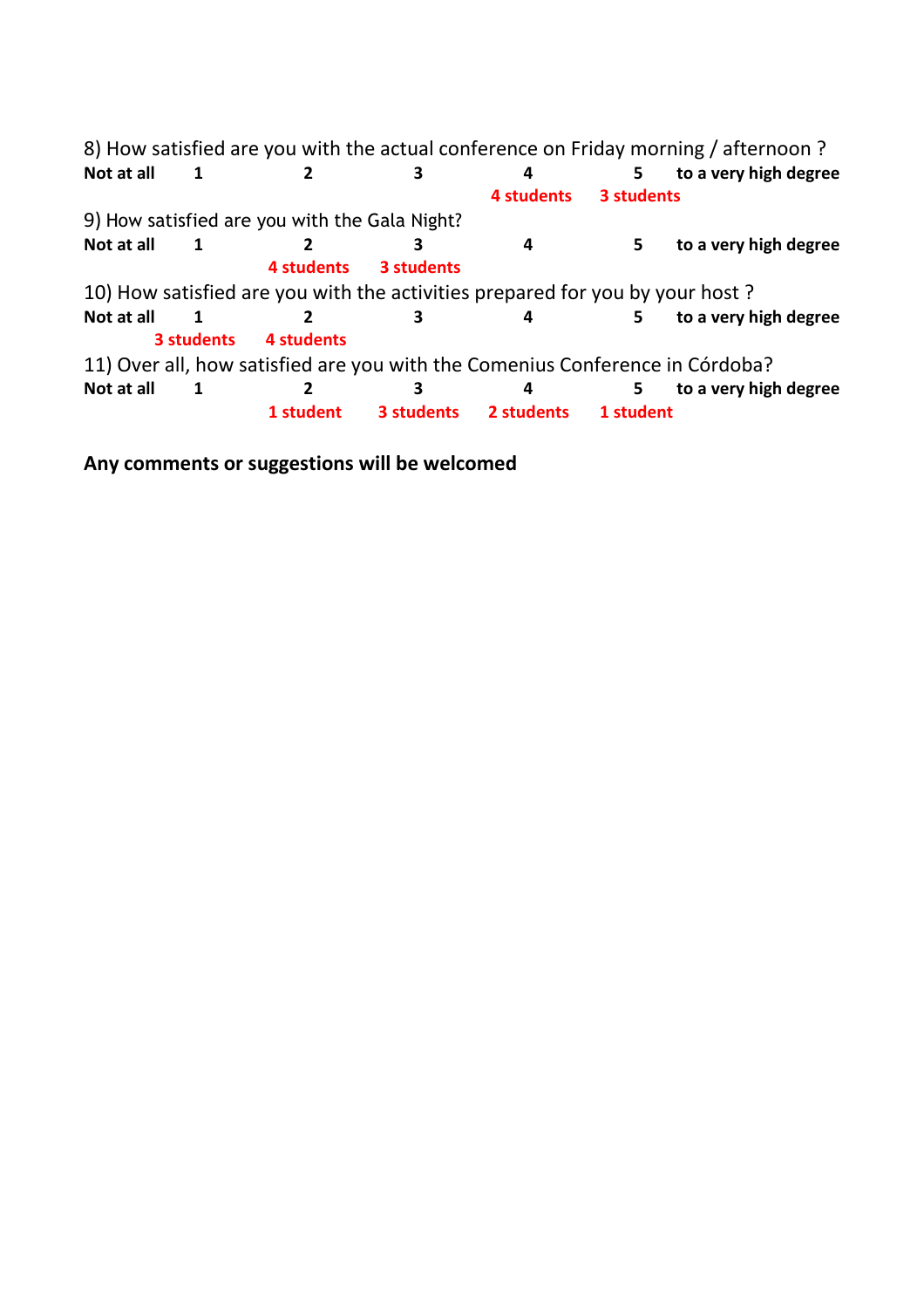8) How satisfied are you with the actual conference on Friday morning / afternoon ?

| | | | | | | |
|---|---|---|---|---|---|---|
| **Not at all** | **1** | **2** | **3** | **4** | **5** | **to a very high degree** |
| | | | | 4 students | 3 students | |

9) How satisfied are you with the Gala Night?

| | | | | | | |
|---|---|---|---|---|---|---|
| **Not at all** | **1** | **2** | **3** | **4** | **5** | **to a very high degree** |
| | | 4 students | 3 students | | | |

10) How satisfied are you with the activities prepared for you by your host ?

| | | | | | | |
|---|---|---|---|---|---|---|
| **Not at all** | **1** | **2** | **3** | **4** | **5** | **to a very high degree** |
| | 3 students | 4 students | | | | |

11) Over all, how satisfied are you with the Comenius Conference in Córdoba?

| | | | | | | |
|---|---|---|---|---|---|---|
| **Not at all** | **1** | **2** | **3** | **4** | **5** | **to a very high degree** |
| | | 1 student | 3 students | 2 students | 1 student | |

**Any comments or suggestions will be welcomed**